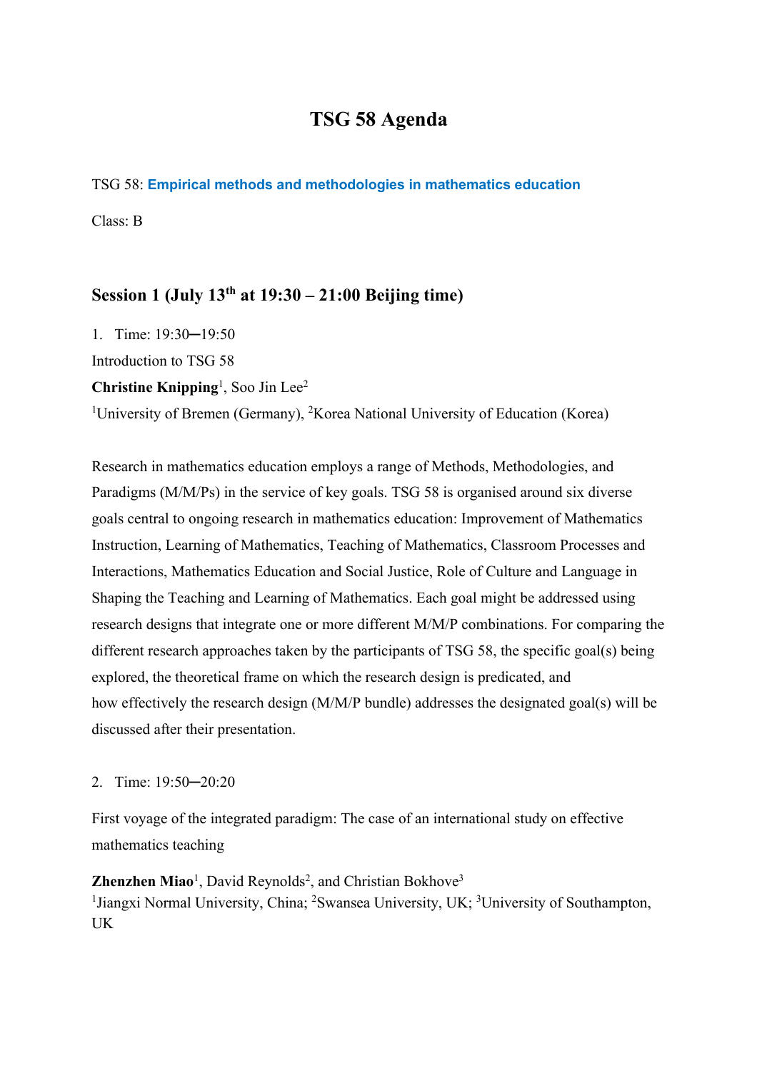# TSG 58 Agenda

TSG 58: **Empirical methods and methodologies in mathematics education**

Class: B

## Session 1 (July 13th at 19:30 – 21:00 Beijing time)

1. Time: 19:30─19:50

Introduction to TSG 58

**Christine Knipping**[1], Soo Jin Lee[2]

[1]University of Bremen (Germany), [2]Korea National University of Education (Korea)

Research in mathematics education employs a range of Methods, Methodologies, and Paradigms (M/M/Ps) in the service of key goals. TSG 58 is organised around six diverse goals central to ongoing research in mathematics education: Improvement of Mathematics Instruction, Learning of Mathematics, Teaching of Mathematics, Classroom Processes and Interactions, Mathematics Education and Social Justice, Role of Culture and Language in Shaping the Teaching and Learning of Mathematics. Each goal might be addressed using research designs that integrate one or more different M/M/P combinations. For comparing the different research approaches taken by the participants of TSG 58, the specific goal(s) being explored, the theoretical frame on which the research design is predicated, and how effectively the research design (M/M/P bundle) addresses the designated goal(s) will be discussed after their presentation.

2. Time: 19:50─20:20

First voyage of the integrated paradigm: The case of an international study on effective mathematics teaching

**Zhenzhen Miao**[1], David Reynolds[2], and Christian Bokhove[3]

[1]Jiangxi Normal University, China; [2]Swansea University, UK; [3]University of Southampton, UK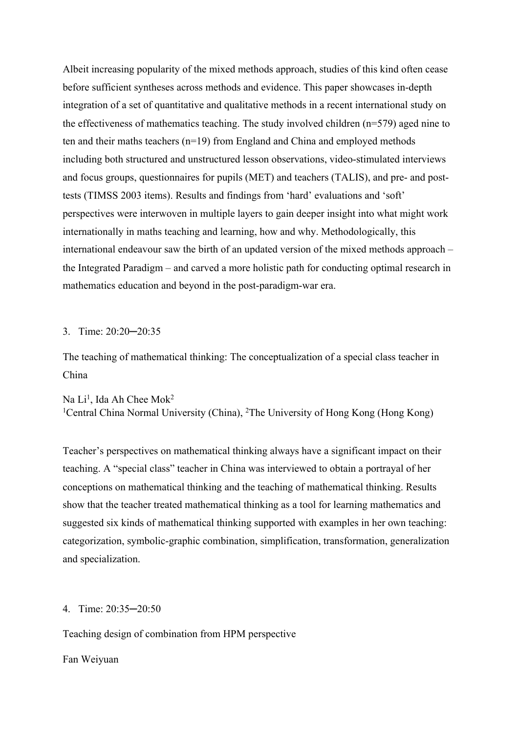Albeit increasing popularity of the mixed methods approach, studies of this kind often cease before sufficient syntheses across methods and evidence. This paper showcases in-depth integration of a set of quantitative and qualitative methods in a recent international study on the effectiveness of mathematics teaching. The study involved children (n=579) aged nine to ten and their maths teachers (n=19) from England and China and employed methods including both structured and unstructured lesson observations, video-stimulated interviews and focus groups, questionnaires for pupils (MET) and teachers (TALIS), and pre- and post-tests (TIMSS 2003 items). Results and findings from 'hard' evaluations and 'soft' perspectives were interwoven in multiple layers to gain deeper insight into what might work internationally in maths teaching and learning, how and why. Methodologically, this international endeavour saw the birth of an updated version of the mixed methods approach – the Integrated Paradigm – and carved a more holistic path for conducting optimal research in mathematics education and beyond in the post-paradigm-war era.

3. Time: 20:20─20:35

The teaching of mathematical thinking: The conceptualization of a special class teacher in China

Na Li[1], Ida Ah Chee Mok[2]
[1]Central China Normal University (China), [2]The University of Hong Kong (Hong Kong)

Teacher's perspectives on mathematical thinking always have a significant impact on their teaching. A "special class" teacher in China was interviewed to obtain a portrayal of her conceptions on mathematical thinking and the teaching of mathematical thinking. Results show that the teacher treated mathematical thinking as a tool for learning mathematics and suggested six kinds of mathematical thinking supported with examples in her own teaching: categorization, symbolic-graphic combination, simplification, transformation, generalization and specialization.

4. Time: 20:35─20:50

Teaching design of combination from HPM perspective

Fan Weiyuan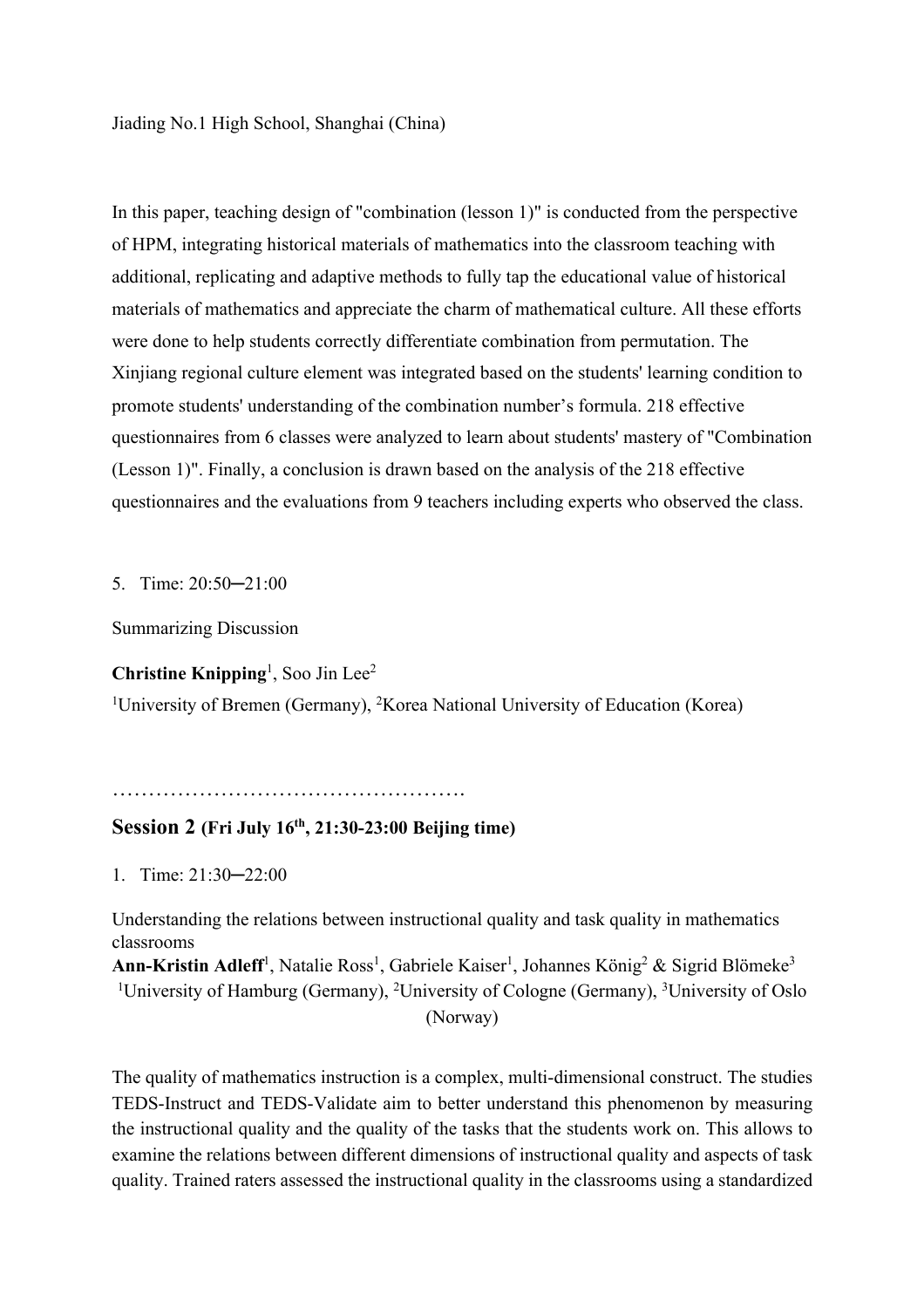Jiading No.1 High School, Shanghai (China)

In this paper, teaching design of "combination (lesson 1)" is conducted from the perspective of HPM, integrating historical materials of mathematics into the classroom teaching with additional, replicating and adaptive methods to fully tap the educational value of historical materials of mathematics and appreciate the charm of mathematical culture. All these efforts were done to help students correctly differentiate combination from permutation. The Xinjiang regional culture element was integrated based on the students' learning condition to promote students' understanding of the combination number's formula. 218 effective questionnaires from 6 classes were analyzed to learn about students' mastery of "Combination (Lesson 1)". Finally, a conclusion is drawn based on the analysis of the 218 effective questionnaires and the evaluations from 9 teachers including experts who observed the class.

5. Time: 20:50─21:00

Summarizing Discussion

**Christine Knipping**[1], Soo Jin Lee[2]

[1]University of Bremen (Germany), [2]Korea National University of Education (Korea)

………………………………………….

## Session 2 (Fri July 16th, 21:30-23:00 Beijing time)

1. Time: 21:30─22:00

Understanding the relations between instructional quality and task quality in mathematics classrooms

**Ann-Kristin Adleff**[1], Natalie Ross[1], Gabriele Kaiser[1], Johannes König[2] & Sigrid Blömeke[3]

[1]University of Hamburg (Germany), [2]University of Cologne (Germany), [3]University of Oslo (Norway)

The quality of mathematics instruction is a complex, multi-dimensional construct. The studies TEDS-Instruct and TEDS-Validate aim to better understand this phenomenon by measuring the instructional quality and the quality of the tasks that the students work on. This allows to examine the relations between different dimensions of instructional quality and aspects of task quality. Trained raters assessed the instructional quality in the classrooms using a standardized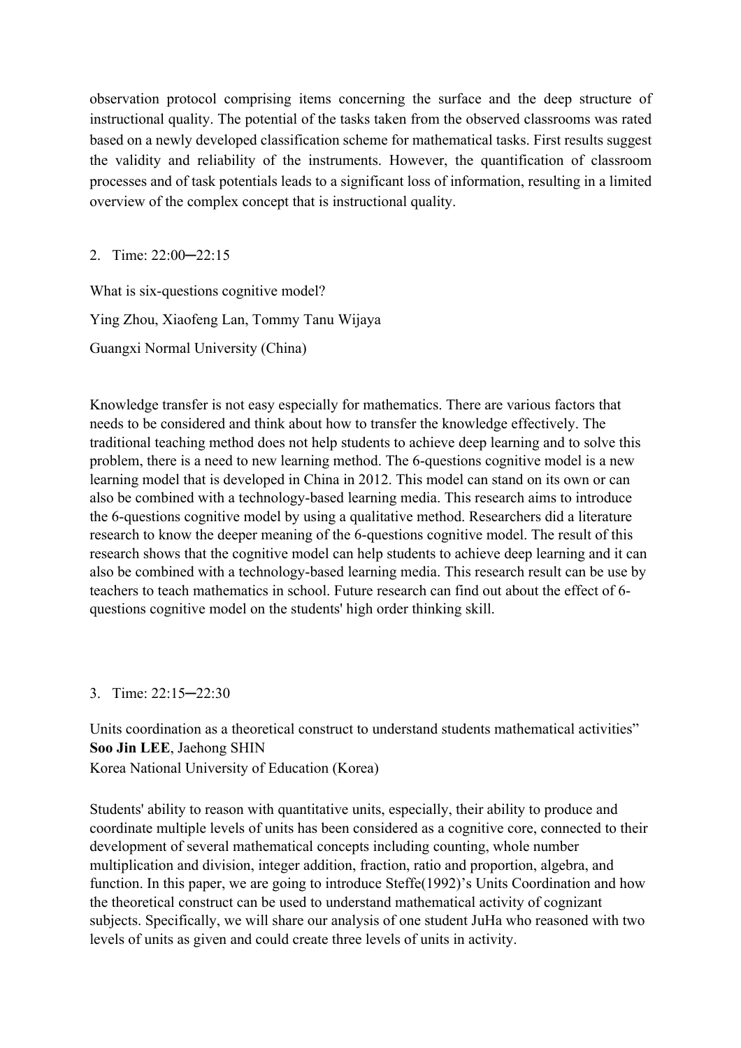observation protocol comprising items concerning the surface and the deep structure of instructional quality. The potential of the tasks taken from the observed classrooms was rated based on a newly developed classification scheme for mathematical tasks. First results suggest the validity and reliability of the instruments. However, the quantification of classroom processes and of task potentials leads to a significant loss of information, resulting in a limited overview of the complex concept that is instructional quality.

2. Time: 22:00─22:15

What is six-questions cognitive model?

Ying Zhou, Xiaofeng Lan, Tommy Tanu Wijaya

Guangxi Normal University (China)

Knowledge transfer is not easy especially for mathematics. There are various factors that needs to be considered and think about how to transfer the knowledge effectively. The traditional teaching method does not help students to achieve deep learning and to solve this problem, there is a need to new learning method. The 6-questions cognitive model is a new learning model that is developed in China in 2012. This model can stand on its own or can also be combined with a technology-based learning media. This research aims to introduce the 6-questions cognitive model by using a qualitative method. Researchers did a literature research to know the deeper meaning of the 6-questions cognitive model. The result of this research shows that the cognitive model can help students to achieve deep learning and it can also be combined with a technology-based learning media. This research result can be use by teachers to teach mathematics in school. Future research can find out about the effect of 6-questions cognitive model on the students' high order thinking skill.

3. Time: 22:15─22:30

Units coordination as a theoretical construct to understand students mathematical activities”
**Soo Jin LEE**, Jaehong SHIN
Korea National University of Education (Korea)

Students' ability to reason with quantitative units, especially, their ability to produce and coordinate multiple levels of units has been considered as a cognitive core, connected to their development of several mathematical concepts including counting, whole number multiplication and division, integer addition, fraction, ratio and proportion, algebra, and function. In this paper, we are going to introduce Steffe(1992)'s Units Coordination and how the theoretical construct can be used to understand mathematical activity of cognizant subjects. Specifically, we will share our analysis of one student JuHa who reasoned with two levels of units as given and could create three levels of units in activity.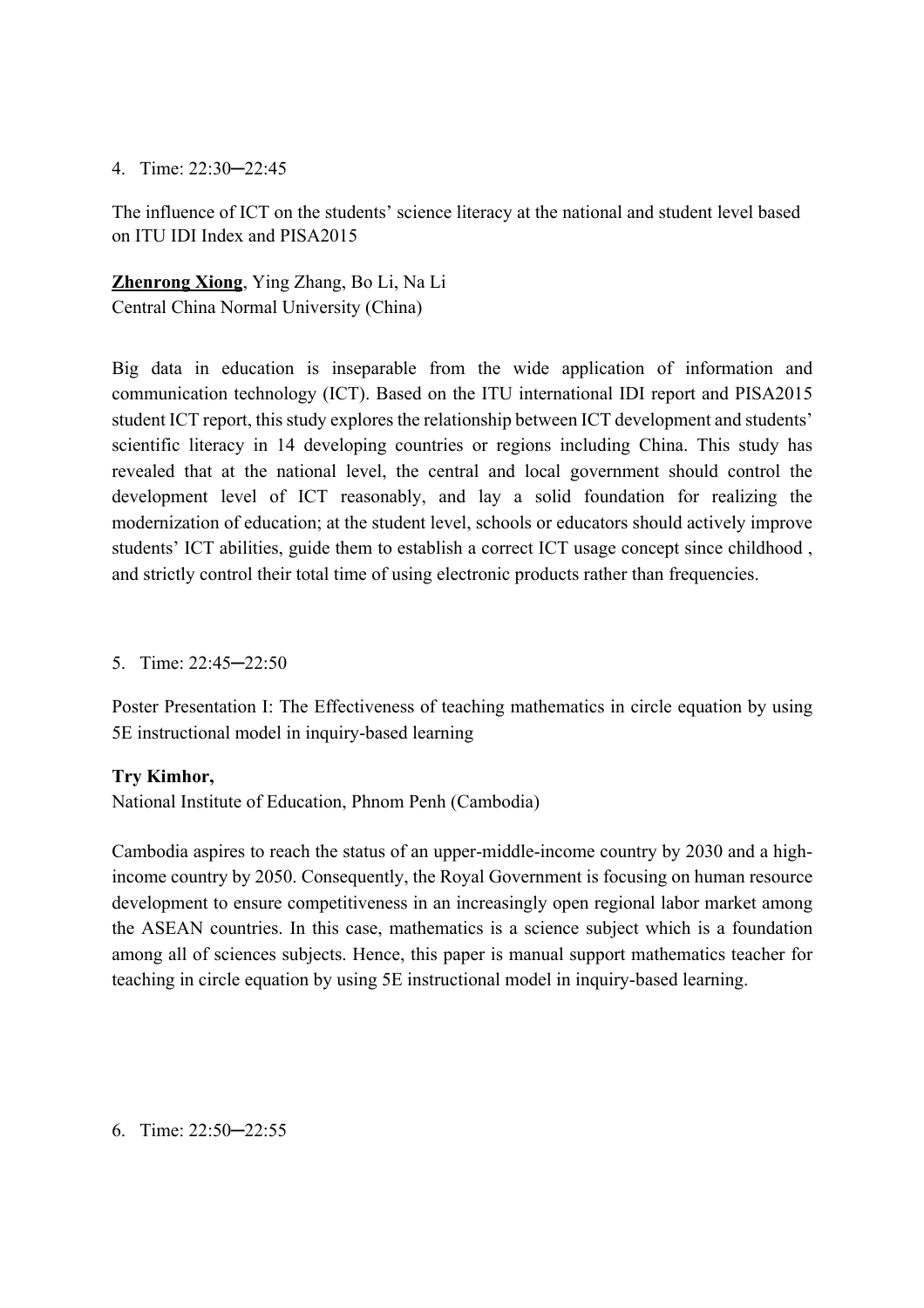4. Time: 22:30─22:45

The influence of ICT on the students' science literacy at the national and student level based on ITU IDI Index and PISA2015

**Zhenrong Xiong**, Ying Zhang, Bo Li, Na Li
Central China Normal University (China)

Big data in education is inseparable from the wide application of information and communication technology (ICT). Based on the ITU international IDI report and PISA2015 student ICT report, this study explores the relationship between ICT development and students' scientific literacy in 14 developing countries or regions including China. This study has revealed that at the national level, the central and local government should control the development level of ICT reasonably, and lay a solid foundation for realizing the modernization of education; at the student level, schools or educators should actively improve students' ICT abilities, guide them to establish a correct ICT usage concept since childhood , and strictly control their total time of using electronic products rather than frequencies.

5. Time: 22:45─22:50

Poster Presentation I: The Effectiveness of teaching mathematics in circle equation by using 5E instructional model in inquiry-based learning

**Try Kimhor,**
National Institute of Education, Phnom Penh (Cambodia)

Cambodia aspires to reach the status of an upper-middle-income country by 2030 and a high-income country by 2050. Consequently, the Royal Government is focusing on human resource development to ensure competitiveness in an increasingly open regional labor market among the ASEAN countries. In this case, mathematics is a science subject which is a foundation among all of sciences subjects. Hence, this paper is manual support mathematics teacher for teaching in circle equation by using 5E instructional model in inquiry-based learning.

6. Time: 22:50─22:55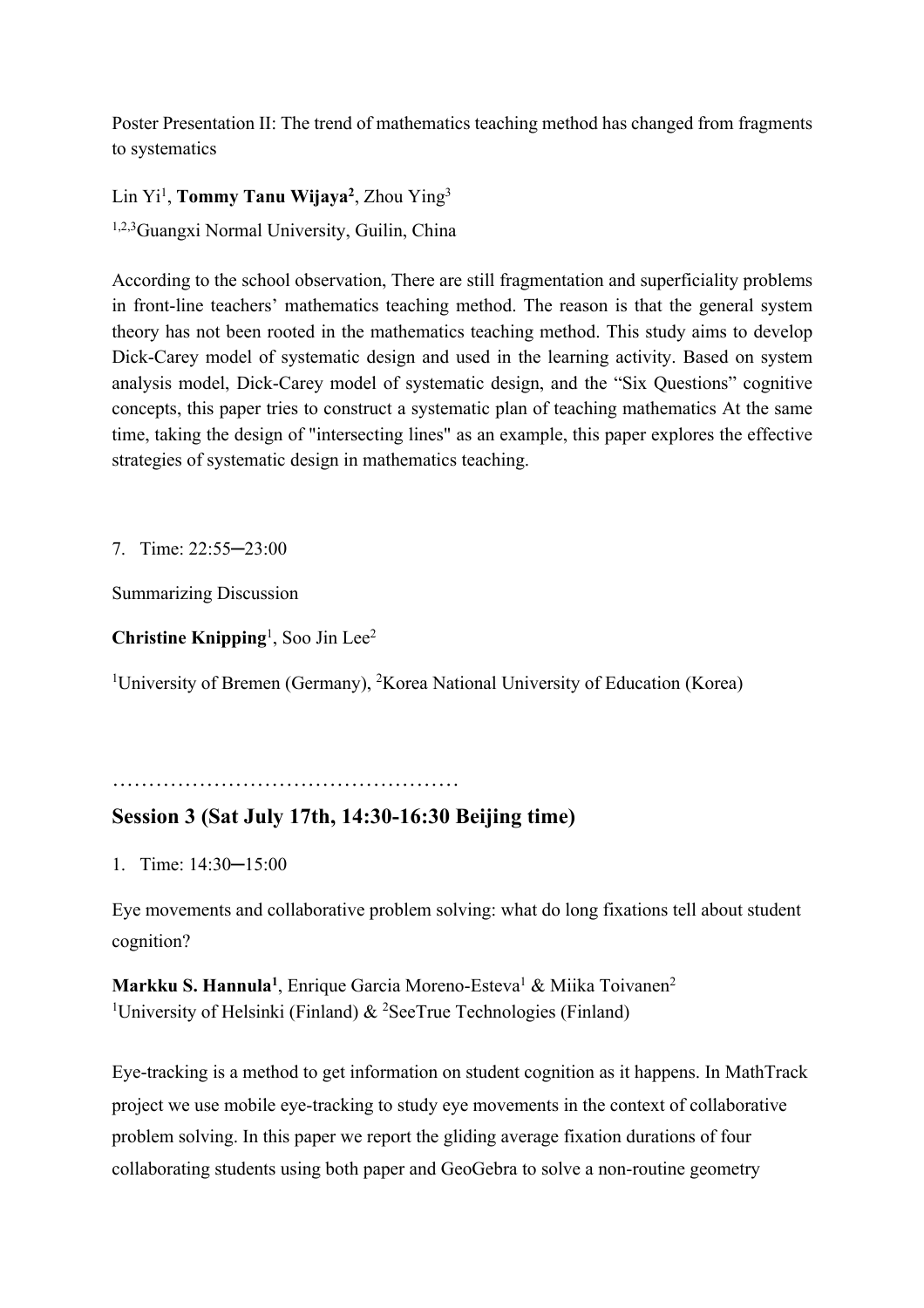Poster Presentation II: The trend of mathematics teaching method has changed from fragments to systematics

Lin Yi[1], **Tommy Tanu Wijaya[2]**, Zhou Ying[3]

[1,2,3]Guangxi Normal University, Guilin, China

According to the school observation, There are still fragmentation and superficiality problems in front-line teachers' mathematics teaching method. The reason is that the general system theory has not been rooted in the mathematics teaching method. This study aims to develop Dick-Carey model of systematic design and used in the learning activity. Based on system analysis model, Dick-Carey model of systematic design, and the "Six Questions" cognitive concepts, this paper tries to construct a systematic plan of teaching mathematics At the same time, taking the design of "intersecting lines" as an example, this paper explores the effective strategies of systematic design in mathematics teaching.

7. Time: 22:55─23:00

Summarizing Discussion

**Christine Knipping**[1], Soo Jin Lee[2]

[1]University of Bremen (Germany), [2]Korea National University of Education (Korea)

…………………………………………

## Session 3 (Sat July 17th, 14:30-16:30 Beijing time)

1. Time: 14:30─15:00

Eye movements and collaborative problem solving: what do long fixations tell about student cognition?

**Markku S. Hannula[1]**, Enrique Garcia Moreno-Esteva[1] & Miika Toivanen[2]
[1]University of Helsinki (Finland) & [2]SeeTrue Technologies (Finland)

Eye-tracking is a method to get information on student cognition as it happens. In MathTrack project we use mobile eye-tracking to study eye movements in the context of collaborative problem solving. In this paper we report the gliding average fixation durations of four collaborating students using both paper and GeoGebra to solve a non-routine geometry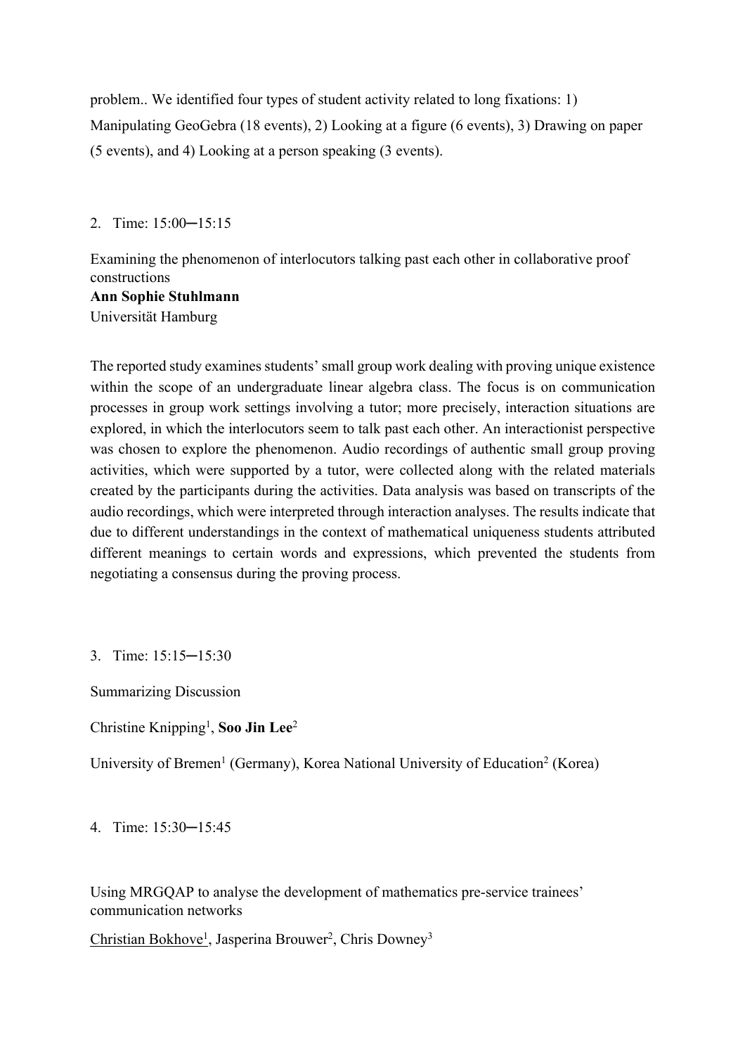problem.. We identified four types of student activity related to long fixations: 1) Manipulating GeoGebra (18 events), 2) Looking at a figure (6 events), 3) Drawing on paper (5 events), and 4) Looking at a person speaking (3 events).

2. Time: 15:00─15:15

Examining the phenomenon of interlocutors talking past each other in collaborative proof constructions
**Ann Sophie Stuhlmann**
Universität Hamburg

The reported study examines students' small group work dealing with proving unique existence within the scope of an undergraduate linear algebra class. The focus is on communication processes in group work settings involving a tutor; more precisely, interaction situations are explored, in which the interlocutors seem to talk past each other. An interactionist perspective was chosen to explore the phenomenon. Audio recordings of authentic small group proving activities, which were supported by a tutor, were collected along with the related materials created by the participants during the activities. Data analysis was based on transcripts of the audio recordings, which were interpreted through interaction analyses. The results indicate that due to different understandings in the context of mathematical uniqueness students attributed different meanings to certain words and expressions, which prevented the students from negotiating a consensus during the proving process.

3. Time: 15:15─15:30

Summarizing Discussion

Christine Knipping[1], **Soo Jin Lee**[2]

University of Bremen[1] (Germany), Korea National University of Education[2] (Korea)

4. Time: 15:30─15:45

Using MRGQAP to analyse the development of mathematics pre-service trainees' communication networks

<u>Christian Bokhove</u>[1], Jasperina Brouwer[2], Chris Downey[3]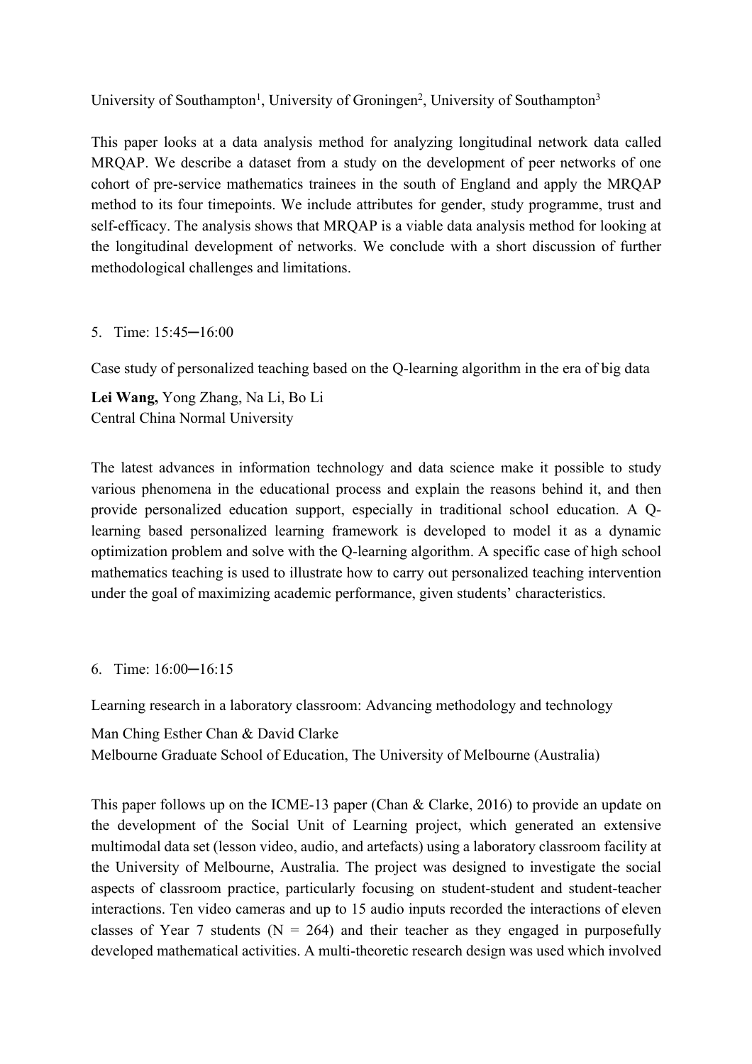University of Southampton[1], University of Groningen[2], University of Southampton[3]

This paper looks at a data analysis method for analyzing longitudinal network data called MRQAP. We describe a dataset from a study on the development of peer networks of one cohort of pre-service mathematics trainees in the south of England and apply the MRQAP method to its four timepoints. We include attributes for gender, study programme, trust and self-efficacy. The analysis shows that MRQAP is a viable data analysis method for looking at the longitudinal development of networks. We conclude with a short discussion of further methodological challenges and limitations.

5. Time: 15:45─16:00

Case study of personalized teaching based on the Q-learning algorithm in the era of big data

**Lei Wang,** Yong Zhang, Na Li, Bo Li
Central China Normal University

The latest advances in information technology and data science make it possible to study various phenomena in the educational process and explain the reasons behind it, and then provide personalized education support, especially in traditional school education. A Q-learning based personalized learning framework is developed to model it as a dynamic optimization problem and solve with the Q-learning algorithm. A specific case of high school mathematics teaching is used to illustrate how to carry out personalized teaching intervention under the goal of maximizing academic performance, given students' characteristics.

6. Time: 16:00─16:15

Learning research in a laboratory classroom: Advancing methodology and technology

Man Ching Esther Chan & David Clarke
Melbourne Graduate School of Education, The University of Melbourne (Australia)

This paper follows up on the ICME-13 paper (Chan & Clarke, 2016) to provide an update on the development of the Social Unit of Learning project, which generated an extensive multimodal data set (lesson video, audio, and artefacts) using a laboratory classroom facility at the University of Melbourne, Australia. The project was designed to investigate the social aspects of classroom practice, particularly focusing on student-student and student-teacher interactions. Ten video cameras and up to 15 audio inputs recorded the interactions of eleven classes of Year 7 students (N = 264) and their teacher as they engaged in purposefully developed mathematical activities. A multi-theoretic research design was used which involved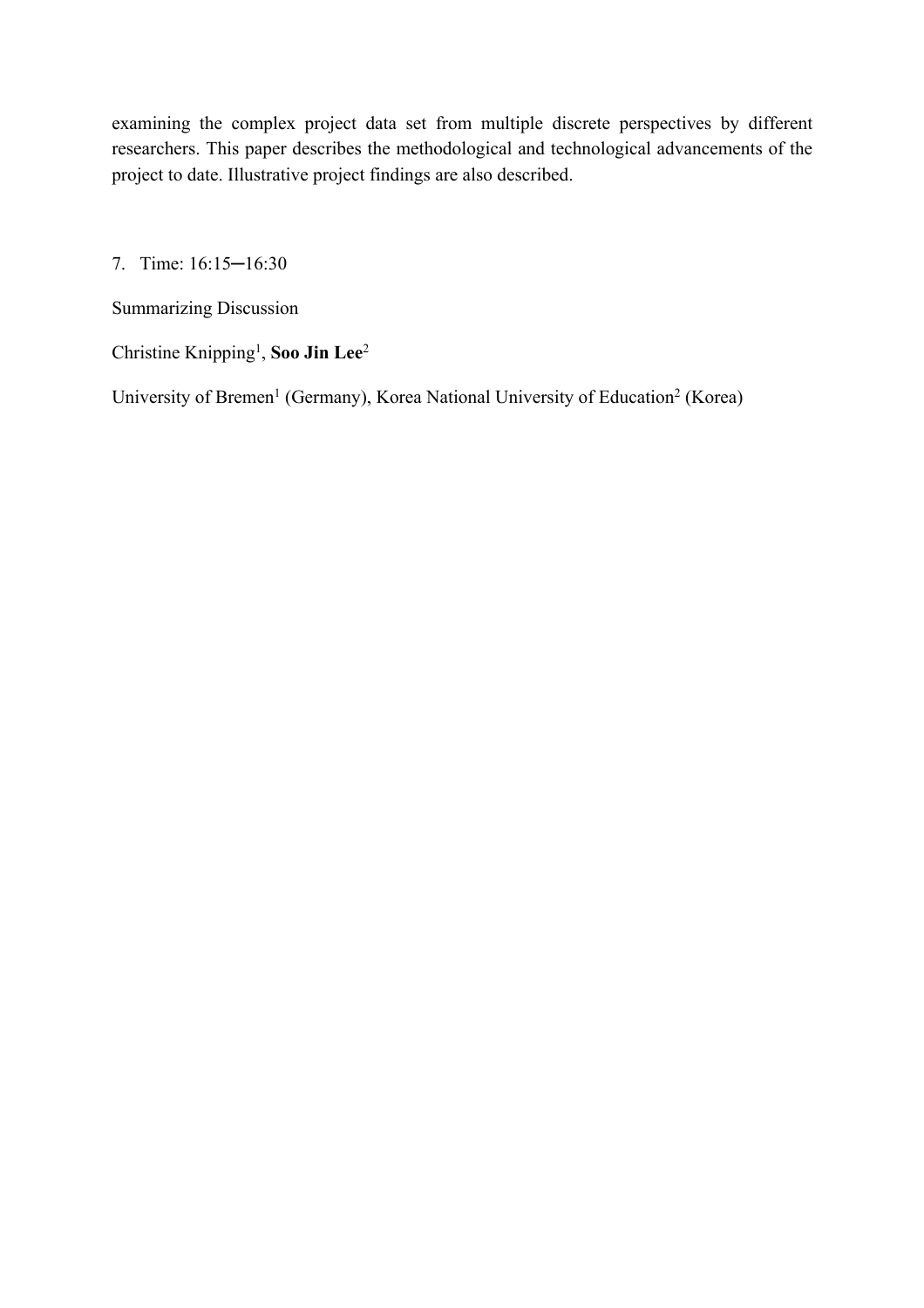examining the complex project data set from multiple discrete perspectives by different researchers. This paper describes the methodological and technological advancements of the project to date. Illustrative project findings are also described.

7. Time: 16:15─16:30

Summarizing Discussion

Christine Knipping[1], **Soo Jin Lee**[2]

University of Bremen[1] (Germany), Korea National University of Education[2] (Korea)